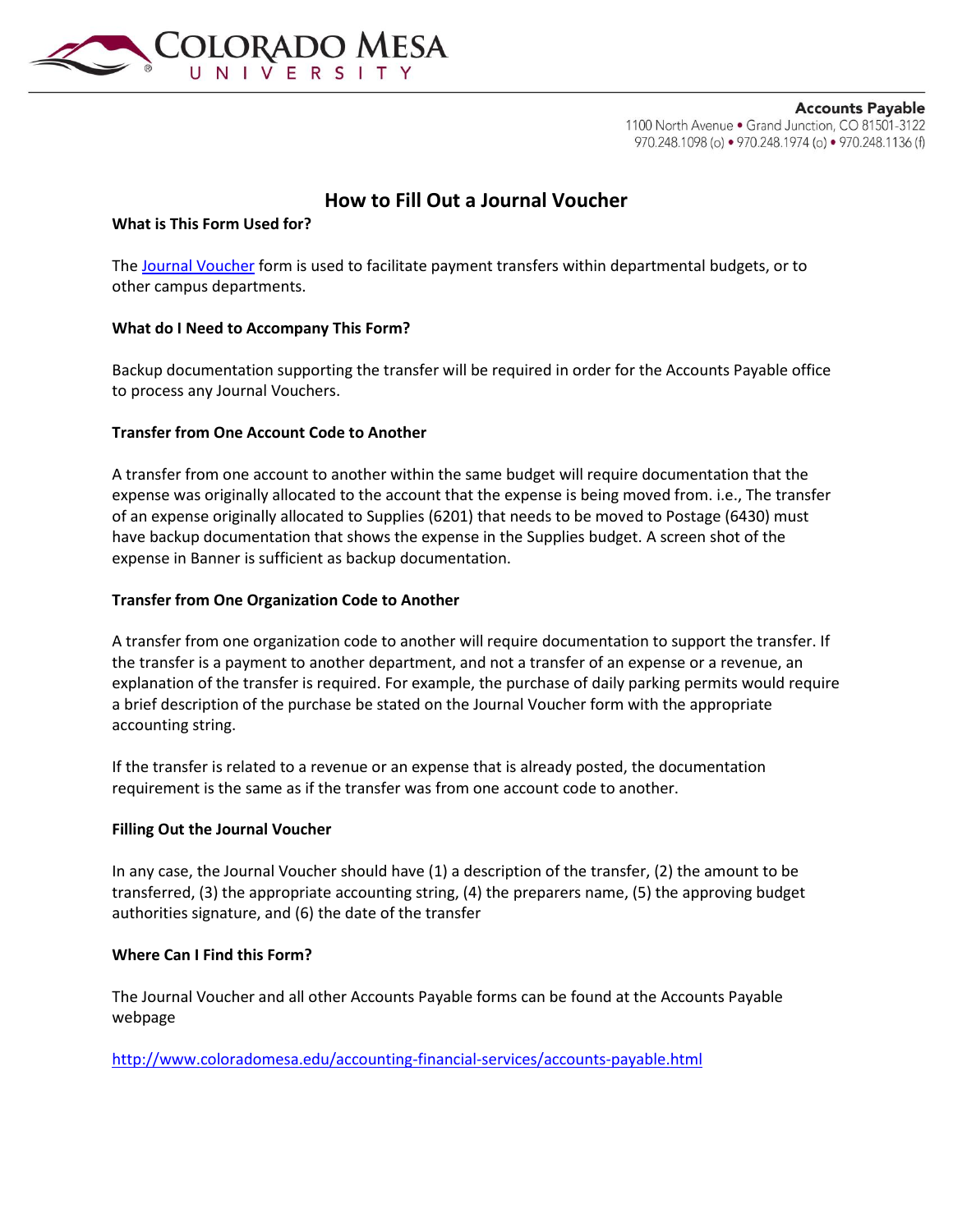**Accounts Payable**
1100 North Avenue • Grand Junction, CO 81501-3122
970.248.1098 (o) • 970.248.1974 (o) • 970.248.1136 (f)

# How to Fill Out a Journal Voucher

**What is This Form Used for?**

The Journal Voucher form is used to facilitate payment transfers within departmental budgets, or to other campus departments.

**What do I Need to Accompany This Form?**

Backup documentation supporting the transfer will be required in order for the Accounts Payable office to process any Journal Vouchers.

**Transfer from One Account Code to Another**

A transfer from one account to another within the same budget will require documentation that the expense was originally allocated to the account that the expense is being moved from. i.e., The transfer of an expense originally allocated to Supplies (6201) that needs to be moved to Postage (6430) must have backup documentation that shows the expense in the Supplies budget. A screen shot of the expense in Banner is sufficient as backup documentation.

**Transfer from One Organization Code to Another**

A transfer from one organization code to another will require documentation to support the transfer. If the transfer is a payment to another department, and not a transfer of an expense or a revenue, an explanation of the transfer is required. For example, the purchase of daily parking permits would require a brief description of the purchase be stated on the Journal Voucher form with the appropriate accounting string.

If the transfer is related to a revenue or an expense that is already posted, the documentation requirement is the same as if the transfer was from one account code to another.

**Filling Out the Journal Voucher**

In any case, the Journal Voucher should have (1) a description of the transfer, (2) the amount to be transferred, (3) the appropriate accounting string, (4) the preparers name, (5) the approving budget authorities signature, and (6) the date of the transfer

**Where Can I Find this Form?**

The Journal Voucher and all other Accounts Payable forms can be found at the Accounts Payable webpage

http://www.coloradomesa.edu/accounting-financial-services/accounts-payable.html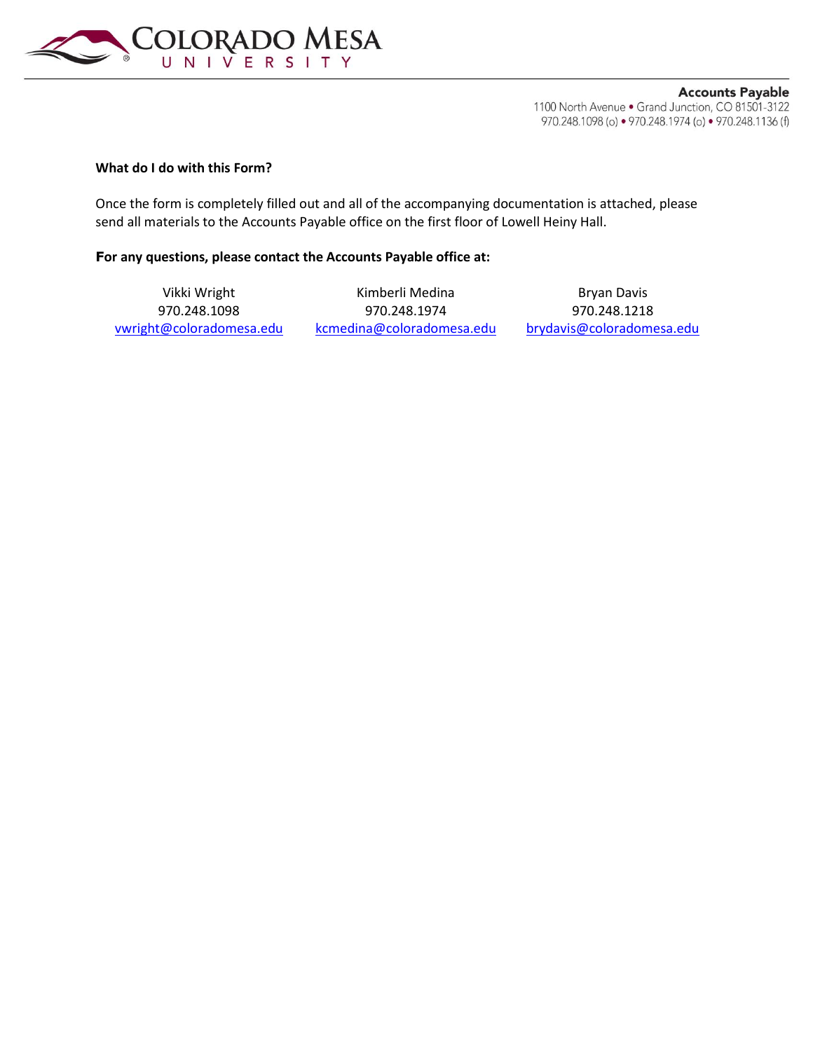**Accounts Payable**
1100 North Avenue • Grand Junction, CO 81501-3122
970.248.1098 (o) • 970.248.1974 (o) • 970.248.1136 (f)

**What do I do with this Form?**

Once the form is completely filled out and all of the accompanying documentation is attached, please send all materials to the Accounts Payable office on the first floor of Lowell Heiny Hall.

**For any questions, please contact the Accounts Payable office at:**

| Vikki Wright | Kimberli Medina | Bryan Davis |
|---|---|---|
| 970.248.1098 | 970.248.1974 | 970.248.1218 |
| vwright@coloradomesa.edu | kcmedina@coloradomesa.edu | brydavis@coloradomesa.edu |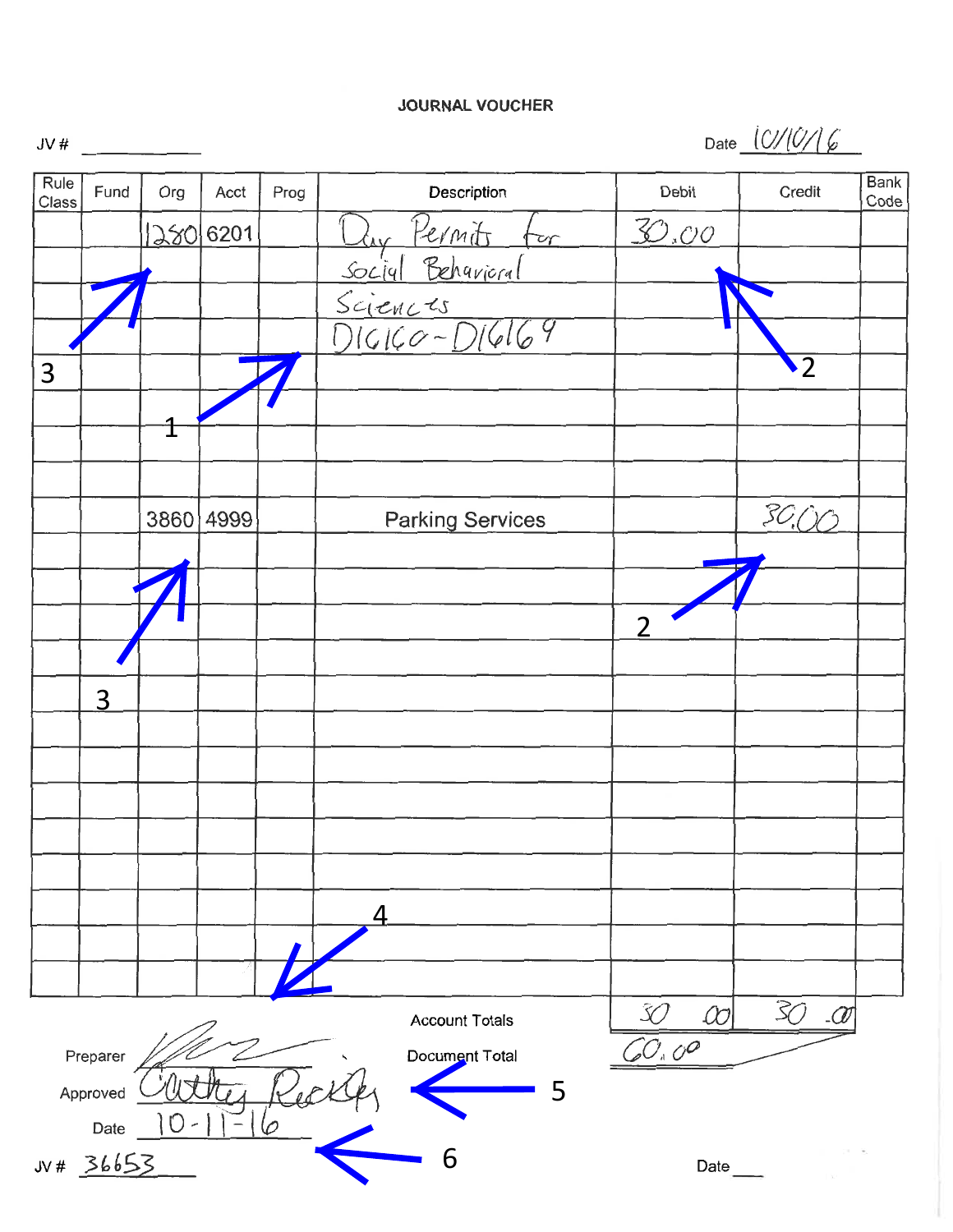# JOURNAL VOUCHER

JV # ____________ Date 10/10/16

| Rule Class | Fund | Org | Acct | Prog | Description | Debit | Credit | Bank Code |
|---|---|---|---|---|---|---|---|---|
| | | 1280 | 6201 | | Day Permits for | 30.00 | | |
| | | | | | Social Behavioral | | | |
| | | | | | Sciences | | | |
| | | | | | D16160-D16169 | | | |
| 3 | | | | | | | | |
| | | 1 | | | | | | |
| | | 3860 | 4999 | | Parking Services | | 30.00 | |
| | | | | | | 2 | | |
| | 3 | | | | | | | |

2

4

| | Debit | Credit |
|---|---|---|
| Account Totals | 30.00 | 30.00 |
| Document Total | 60.00 | |

Preparer [signature]

Approved [signature] 5

Date 10-11-16 6

JV # 36653

Date ____